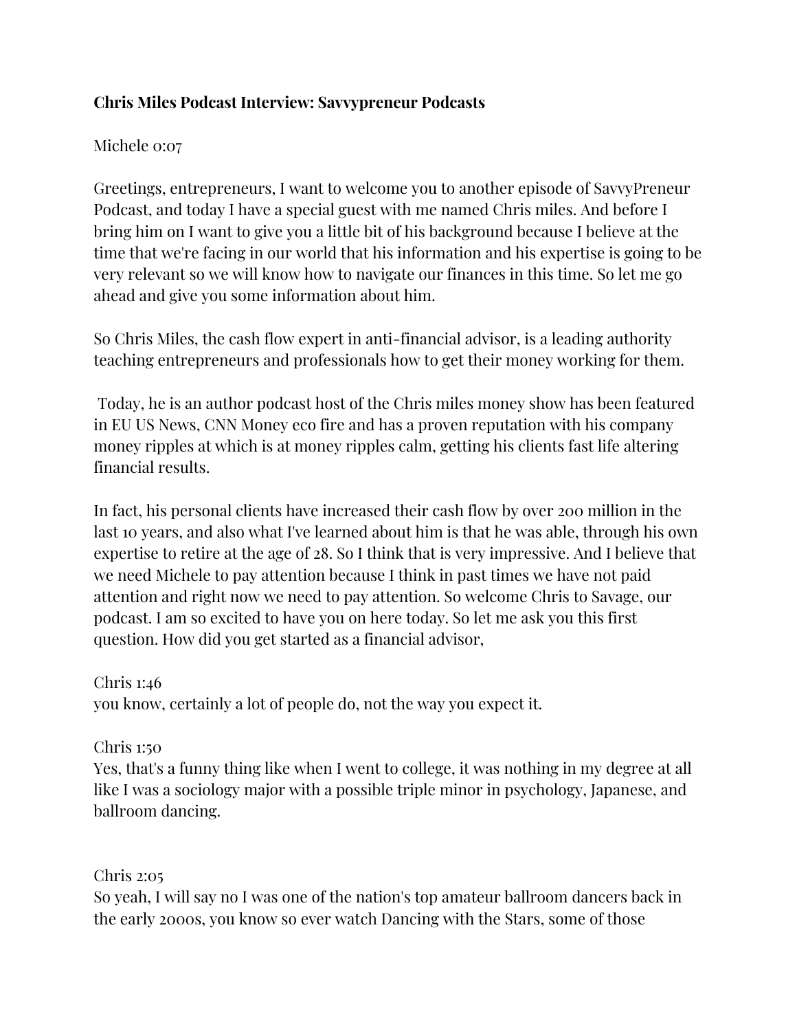**Chris Miles Podcast Interview: Savvypreneur Podcasts**

Michele 0:07

Greetings, entrepreneurs, I want to welcome you to another episode of SavvyPreneur Podcast, and today I have a special guest with me named Chris miles. And before I bring him on I want to give you a little bit of his background because I believe at the time that we're facing in our world that his information and his expertise is going to be very relevant so we will know how to navigate our finances in this time. So let me go ahead and give you some information about him.

So Chris Miles, the cash flow expert in anti-financial advisor, is a leading authority teaching entrepreneurs and professionals how to get their money working for them.

Today, he is an author podcast host of the Chris miles money show has been featured in EU US News, CNN Money eco fire and has a proven reputation with his company money ripples at which is at money ripples calm, getting his clients fast life altering financial results.

In fact, his personal clients have increased their cash flow by over 200 million in the last 10 years, and also what I've learned about him is that he was able, through his own expertise to retire at the age of 28. So I think that is very impressive. And I believe that we need Michele to pay attention because I think in past times we have not paid attention and right now we need to pay attention. So welcome Chris to Savage, our podcast. I am so excited to have you on here today. So let me ask you this first question. How did you get started as a financial advisor,

Chris 1:46
you know, certainly a lot of people do, not the way you expect it.

Chris 1:50
Yes, that's a funny thing like when I went to college, it was nothing in my degree at all like I was a sociology major with a possible triple minor in psychology, Japanese, and ballroom dancing.

Chris 2:05
So yeah, I will say no I was one of the nation's top amateur ballroom dancers back in the early 2000s, you know so ever watch Dancing with the Stars, some of those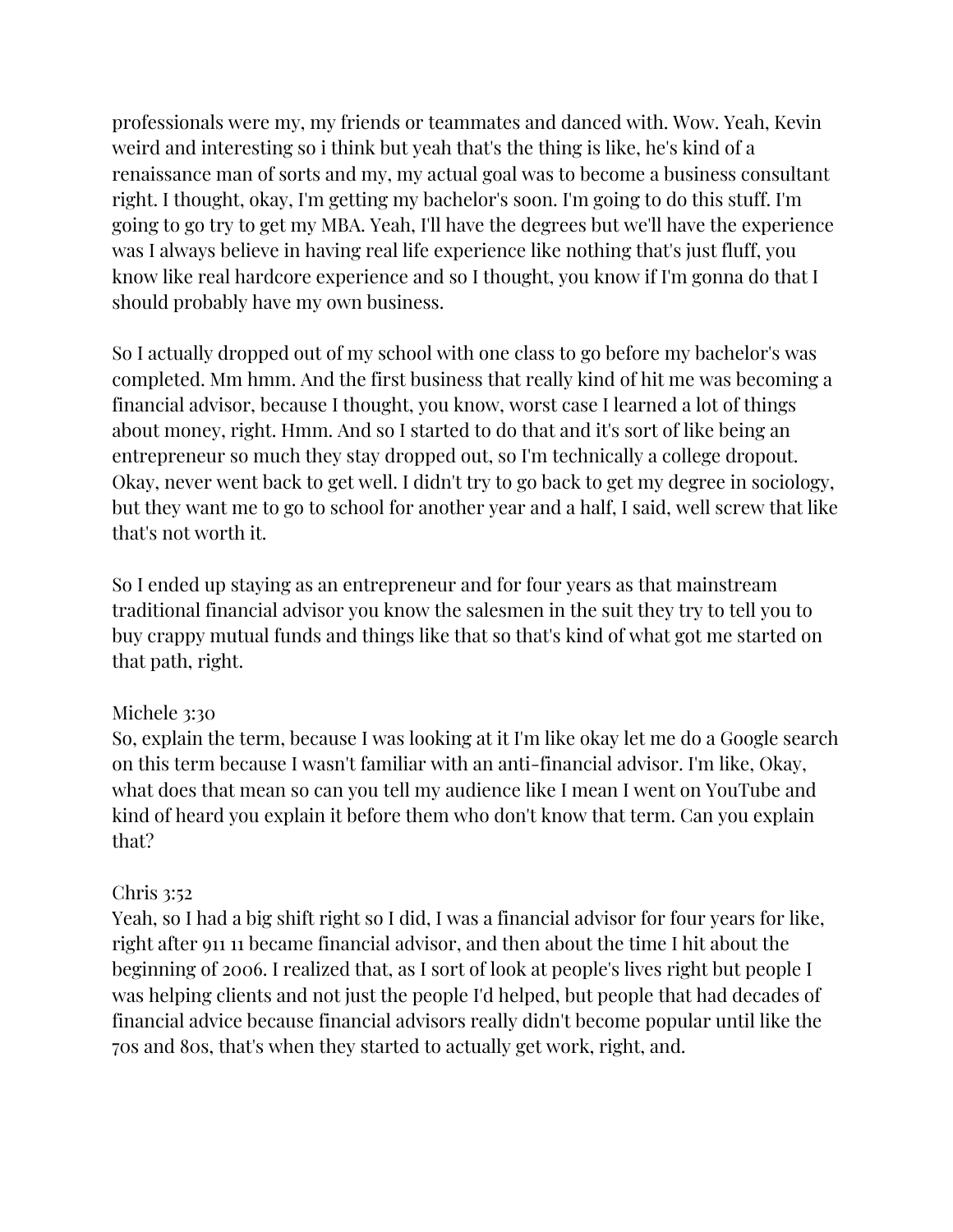professionals were my, my friends or teammates and danced with. Wow. Yeah, Kevin weird and interesting so i think but yeah that's the thing is like, he's kind of a renaissance man of sorts and my, my actual goal was to become a business consultant right. I thought, okay, I'm getting my bachelor's soon. I'm going to do this stuff. I'm going to go try to get my MBA. Yeah, I'll have the degrees but we'll have the experience was I always believe in having real life experience like nothing that's just fluff, you know like real hardcore experience and so I thought, you know if I'm gonna do that I should probably have my own business.

So I actually dropped out of my school with one class to go before my bachelor's was completed. Mm hmm. And the first business that really kind of hit me was becoming a financial advisor, because I thought, you know, worst case I learned a lot of things about money, right. Hmm. And so I started to do that and it's sort of like being an entrepreneur so much they stay dropped out, so I'm technically a college dropout. Okay, never went back to get well. I didn't try to go back to get my degree in sociology, but they want me to go to school for another year and a half, I said, well screw that like that's not worth it.

So I ended up staying as an entrepreneur and for four years as that mainstream traditional financial advisor you know the salesmen in the suit they try to tell you to buy crappy mutual funds and things like that so that's kind of what got me started on that path, right.

Michele 3:30
So, explain the term, because I was looking at it I'm like okay let me do a Google search on this term because I wasn't familiar with an anti-financial advisor. I'm like, Okay, what does that mean so can you tell my audience like I mean I went on YouTube and kind of heard you explain it before them who don't know that term. Can you explain that?

Chris 3:52
Yeah, so I had a big shift right so I did, I was a financial advisor for four years for like, right after 911 11 became financial advisor, and then about the time I hit about the beginning of 2006. I realized that, as I sort of look at people's lives right but people I was helping clients and not just the people I'd helped, but people that had decades of financial advice because financial advisors really didn't become popular until like the 70s and 80s, that's when they started to actually get work, right, and.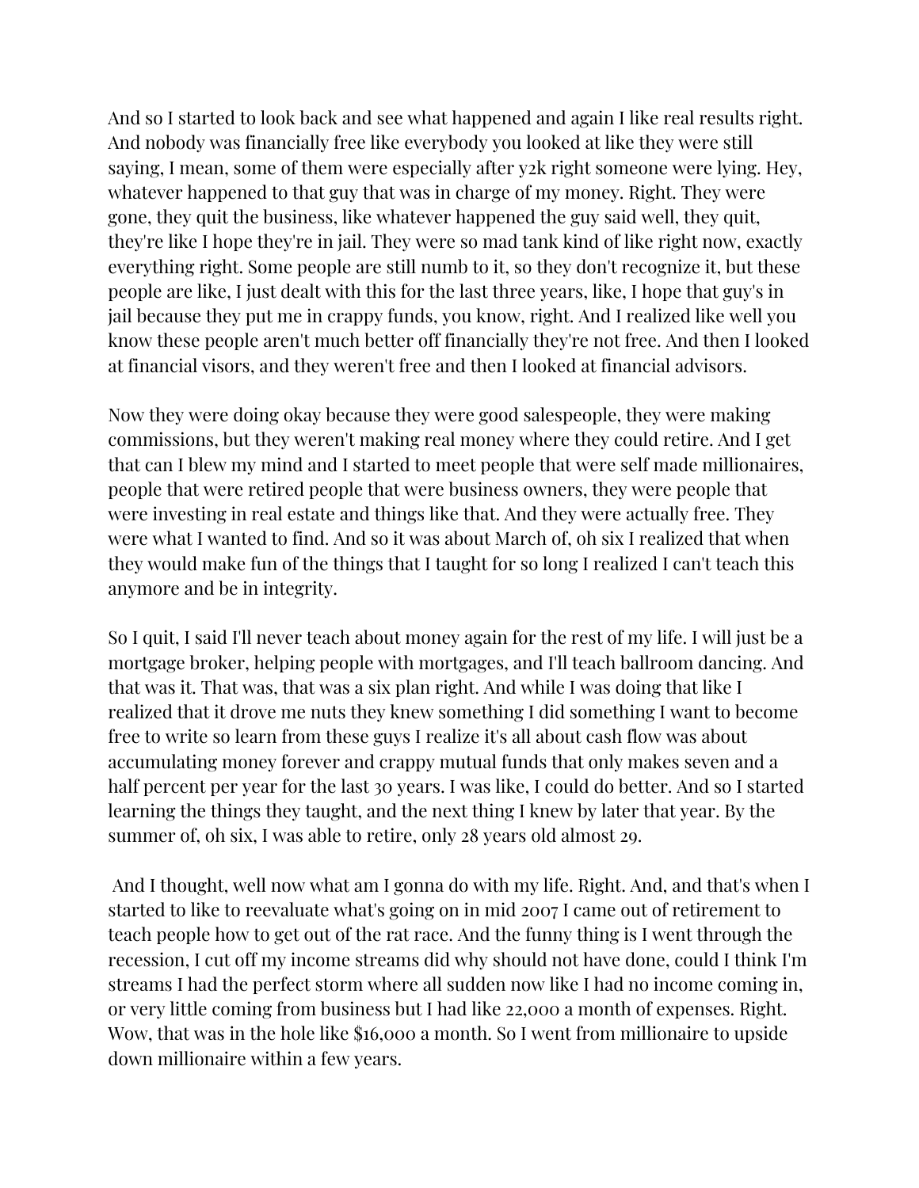And so I started to look back and see what happened and again I like real results right. And nobody was financially free like everybody you looked at like they were still saying, I mean, some of them were especially after y2k right someone were lying. Hey, whatever happened to that guy that was in charge of my money. Right. They were gone, they quit the business, like whatever happened the guy said well, they quit, they're like I hope they're in jail. They were so mad tank kind of like right now, exactly everything right. Some people are still numb to it, so they don't recognize it, but these people are like, I just dealt with this for the last three years, like, I hope that guy's in jail because they put me in crappy funds, you know, right. And I realized like well you know these people aren't much better off financially they're not free. And then I looked at financial visors, and they weren't free and then I looked at financial advisors.

Now they were doing okay because they were good salespeople, they were making commissions, but they weren't making real money where they could retire. And I get that can I blew my mind and I started to meet people that were self made millionaires, people that were retired people that were business owners, they were people that were investing in real estate and things like that. And they were actually free. They were what I wanted to find. And so it was about March of, oh six I realized that when they would make fun of the things that I taught for so long I realized I can't teach this anymore and be in integrity.

So I quit, I said I'll never teach about money again for the rest of my life. I will just be a mortgage broker, helping people with mortgages, and I'll teach ballroom dancing. And that was it. That was, that was a six plan right. And while I was doing that like I realized that it drove me nuts they knew something I did something I want to become free to write so learn from these guys I realize it's all about cash flow was about accumulating money forever and crappy mutual funds that only makes seven and a half percent per year for the last 30 years. I was like, I could do better. And so I started learning the things they taught, and the next thing I knew by later that year. By the summer of, oh six, I was able to retire, only 28 years old almost 29.

And I thought, well now what am I gonna do with my life. Right. And, and that's when I started to like to reevaluate what's going on in mid 2007 I came out of retirement to teach people how to get out of the rat race. And the funny thing is I went through the recession, I cut off my income streams did why should not have done, could I think I'm streams I had the perfect storm where all sudden now like I had no income coming in, or very little coming from business but I had like 22,000 a month of expenses. Right. Wow, that was in the hole like $16,000 a month. So I went from millionaire to upside down millionaire within a few years.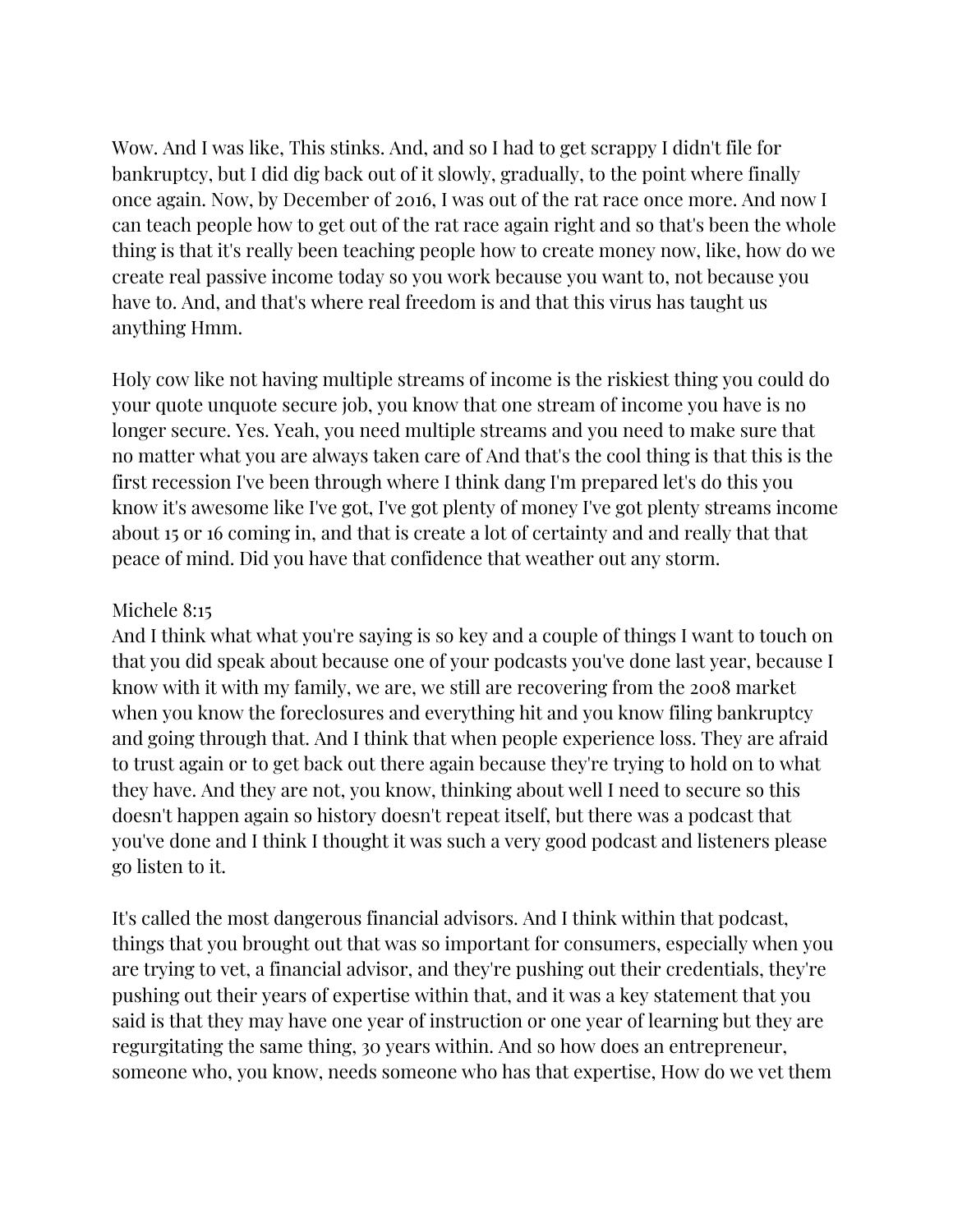Wow. And I was like, This stinks. And, and so I had to get scrappy I didn't file for bankruptcy, but I did dig back out of it slowly, gradually, to the point where finally once again. Now, by December of 2016, I was out of the rat race once more. And now I can teach people how to get out of the rat race again right and so that's been the whole thing is that it's really been teaching people how to create money now, like, how do we create real passive income today so you work because you want to, not because you have to. And, and that's where real freedom is and that this virus has taught us anything Hmm.

Holy cow like not having multiple streams of income is the riskiest thing you could do your quote unquote secure job, you know that one stream of income you have is no longer secure. Yes. Yeah, you need multiple streams and you need to make sure that no matter what you are always taken care of And that's the cool thing is that this is the first recession I've been through where I think dang I'm prepared let's do this you know it's awesome like I've got, I've got plenty of money I've got plenty streams income about 15 or 16 coming in, and that is create a lot of certainty and and really that that peace of mind. Did you have that confidence that weather out any storm.

Michele 8:15
And I think what what you're saying is so key and a couple of things I want to touch on that you did speak about because one of your podcasts you've done last year, because I know with it with my family, we are, we still are recovering from the 2008 market when you know the foreclosures and everything hit and you know filing bankruptcy and going through that. And I think that when people experience loss. They are afraid to trust again or to get back out there again because they're trying to hold on to what they have. And they are not, you know, thinking about well I need to secure so this doesn't happen again so history doesn't repeat itself, but there was a podcast that you've done and I think I thought it was such a very good podcast and listeners please go listen to it.

It's called the most dangerous financial advisors. And I think within that podcast, things that you brought out that was so important for consumers, especially when you are trying to vet, a financial advisor, and they're pushing out their credentials, they're pushing out their years of expertise within that, and it was a key statement that you said is that they may have one year of instruction or one year of learning but they are regurgitating the same thing, 30 years within. And so how does an entrepreneur, someone who, you know, needs someone who has that expertise, How do we vet them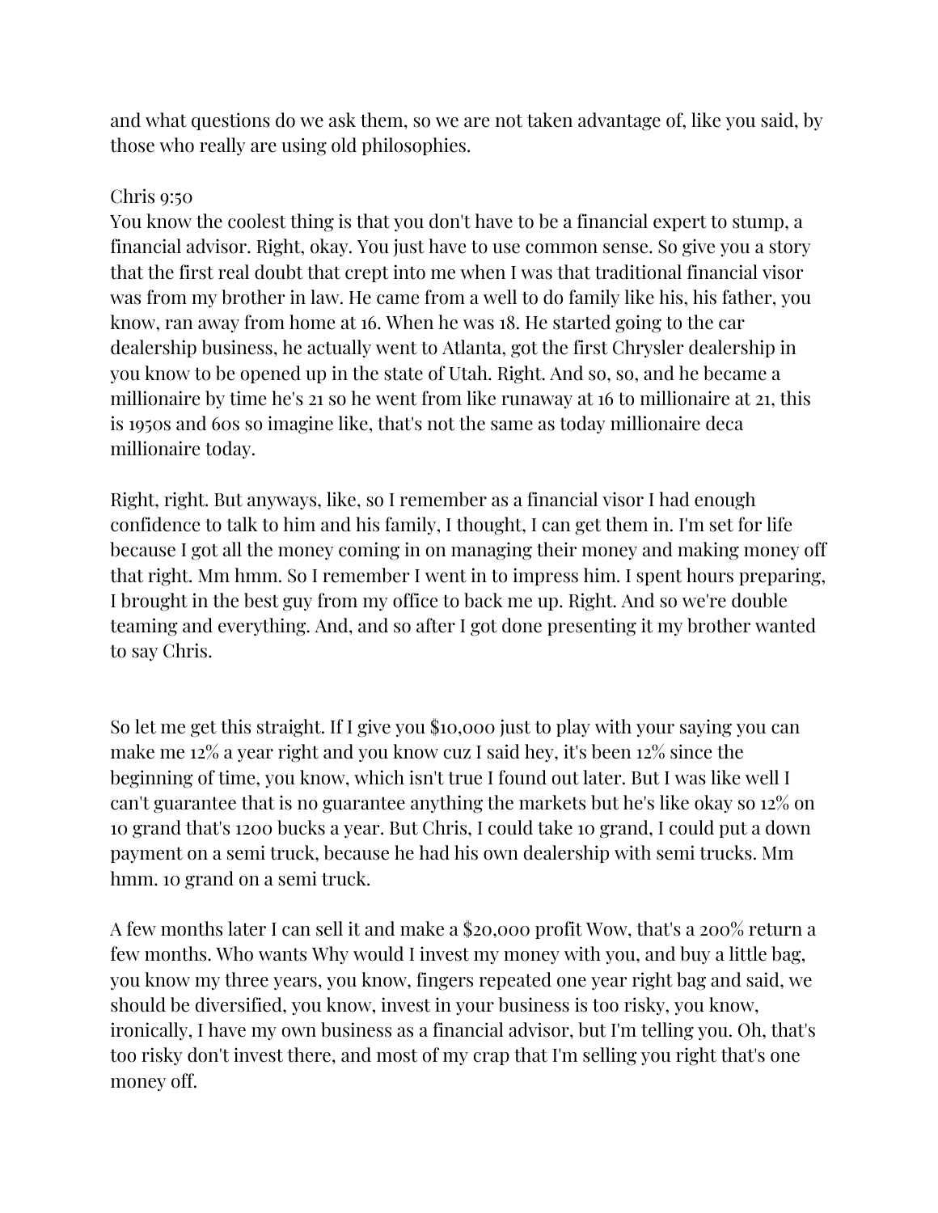and what questions do we ask them, so we are not taken advantage of, like you said, by those who really are using old philosophies.

Chris 9:50
You know the coolest thing is that you don't have to be a financial expert to stump, a financial advisor. Right, okay. You just have to use common sense. So give you a story that the first real doubt that crept into me when I was that traditional financial visor was from my brother in law. He came from a well to do family like his, his father, you know, ran away from home at 16. When he was 18. He started going to the car dealership business, he actually went to Atlanta, got the first Chrysler dealership in you know to be opened up in the state of Utah. Right. And so, so, and he became a millionaire by time he's 21 so he went from like runaway at 16 to millionaire at 21, this is 1950s and 60s so imagine like, that's not the same as today millionaire deca millionaire today.

Right, right. But anyways, like, so I remember as a financial visor I had enough confidence to talk to him and his family, I thought, I can get them in. I'm set for life because I got all the money coming in on managing their money and making money off that right. Mm hmm. So I remember I went in to impress him. I spent hours preparing, I brought in the best guy from my office to back me up. Right. And so we're double teaming and everything. And, and so after I got done presenting it my brother wanted to say Chris.

So let me get this straight. If I give you $10,000 just to play with your saying you can make me 12% a year right and you know cuz I said hey, it's been 12% since the beginning of time, you know, which isn't true I found out later. But I was like well I can't guarantee that is no guarantee anything the markets but he's like okay so 12% on 10 grand that's 1200 bucks a year. But Chris, I could take 10 grand, I could put a down payment on a semi truck, because he had his own dealership with semi trucks. Mm hmm. 10 grand on a semi truck.

A few months later I can sell it and make a $20,000 profit Wow, that's a 200% return a few months. Who wants Why would I invest my money with you, and buy a little bag, you know my three years, you know, fingers repeated one year right bag and said, we should be diversified, you know, invest in your business is too risky, you know, ironically, I have my own business as a financial advisor, but I'm telling you. Oh, that's too risky don't invest there, and most of my crap that I'm selling you right that's one money off.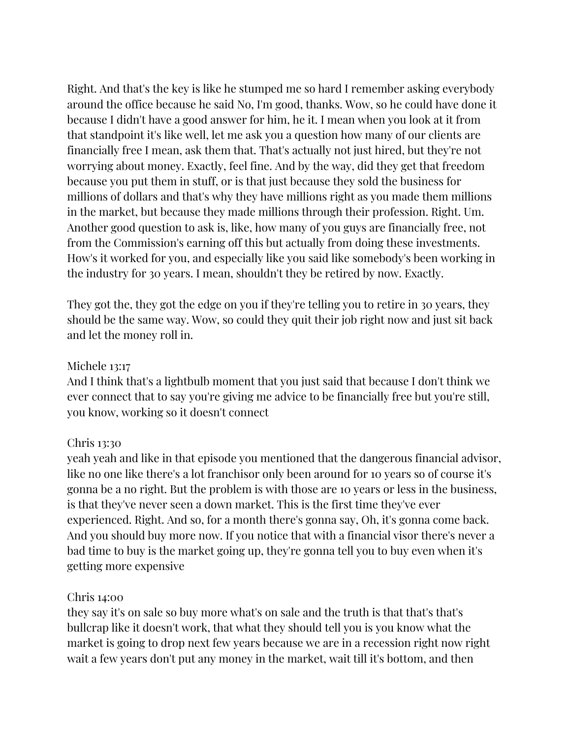Right. And that's the key is like he stumped me so hard I remember asking everybody around the office because he said No, I'm good, thanks. Wow, so he could have done it because I didn't have a good answer for him, he it. I mean when you look at it from that standpoint it's like well, let me ask you a question how many of our clients are financially free I mean, ask them that. That's actually not just hired, but they're not worrying about money. Exactly, feel fine. And by the way, did they get that freedom because you put them in stuff, or is that just because they sold the business for millions of dollars and that's why they have millions right as you made them millions in the market, but because they made millions through their profession. Right. Um. Another good question to ask is, like, how many of you guys are financially free, not from the Commission's earning off this but actually from doing these investments. How's it worked for you, and especially like you said like somebody's been working in the industry for 30 years. I mean, shouldn't they be retired by now. Exactly.

They got the, they got the edge on you if they're telling you to retire in 30 years, they should be the same way. Wow, so could they quit their job right now and just sit back and let the money roll in.

Michele 13:17
And I think that's a lightbulb moment that you just said that because I don't think we ever connect that to say you're giving me advice to be financially free but you're still, you know, working so it doesn't connect

Chris 13:30
yeah yeah and like in that episode you mentioned that the dangerous financial advisor, like no one like there's a lot franchisor only been around for 10 years so of course it's gonna be a no right. But the problem is with those are 10 years or less in the business, is that they've never seen a down market. This is the first time they've ever experienced. Right. And so, for a month there's gonna say, Oh, it's gonna come back. And you should buy more now. If you notice that with a financial visor there's never a bad time to buy is the market going up, they're gonna tell you to buy even when it's getting more expensive

Chris 14:00
they say it's on sale so buy more what's on sale and the truth is that that's that's bullcrap like it doesn't work, that what they should tell you is you know what the market is going to drop next few years because we are in a recession right now right wait a few years don't put any money in the market, wait till it's bottom, and then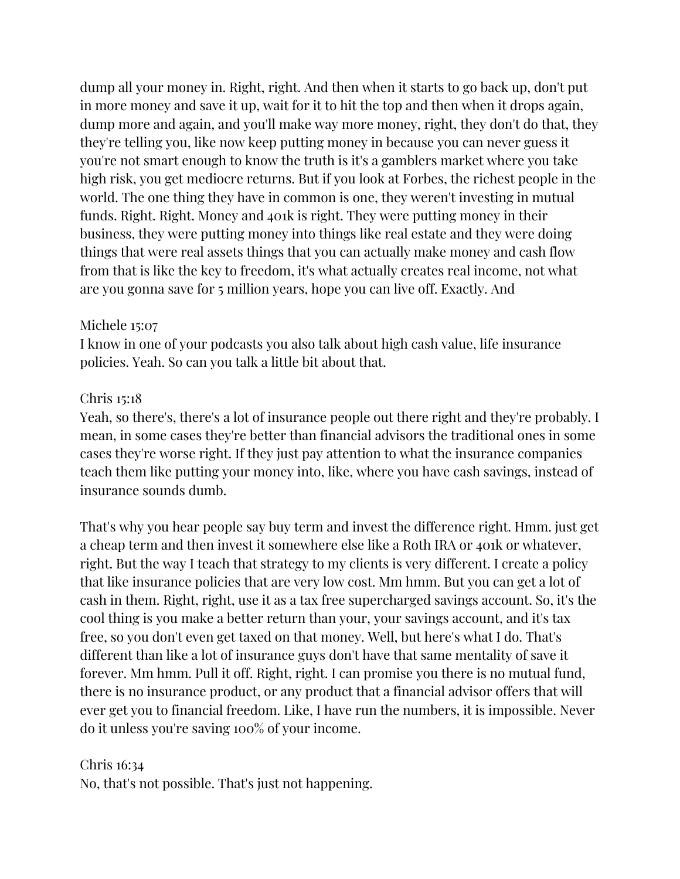dump all your money in. Right, right. And then when it starts to go back up, don't put in more money and save it up, wait for it to hit the top and then when it drops again, dump more and again, and you'll make way more money, right, they don't do that, they they're telling you, like now keep putting money in because you can never guess it you're not smart enough to know the truth is it's a gamblers market where you take high risk, you get mediocre returns. But if you look at Forbes, the richest people in the world. The one thing they have in common is one, they weren't investing in mutual funds. Right. Right. Money and 401k is right. They were putting money in their business, they were putting money into things like real estate and they were doing things that were real assets things that you can actually make money and cash flow from that is like the key to freedom, it's what actually creates real income, not what are you gonna save for 5 million years, hope you can live off. Exactly. And

Michele 15:07

I know in one of your podcasts you also talk about high cash value, life insurance policies. Yeah. So can you talk a little bit about that.

Chris 15:18

Yeah, so there's, there's a lot of insurance people out there right and they're probably. I mean, in some cases they're better than financial advisors the traditional ones in some cases they're worse right. If they just pay attention to what the insurance companies teach them like putting your money into, like, where you have cash savings, instead of insurance sounds dumb.

That's why you hear people say buy term and invest the difference right. Hmm. just get a cheap term and then invest it somewhere else like a Roth IRA or 401k or whatever, right. But the way I teach that strategy to my clients is very different. I create a policy that like insurance policies that are very low cost. Mm hmm. But you can get a lot of cash in them. Right, right, use it as a tax free supercharged savings account. So, it's the cool thing is you make a better return than your, your savings account, and it's tax free, so you don't even get taxed on that money. Well, but here's what I do. That's different than like a lot of insurance guys don't have that same mentality of save it forever. Mm hmm. Pull it off. Right, right. I can promise you there is no mutual fund, there is no insurance product, or any product that a financial advisor offers that will ever get you to financial freedom. Like, I have run the numbers, it is impossible. Never do it unless you're saving 100% of your income.

Chris 16:34

No, that's not possible. That's just not happening.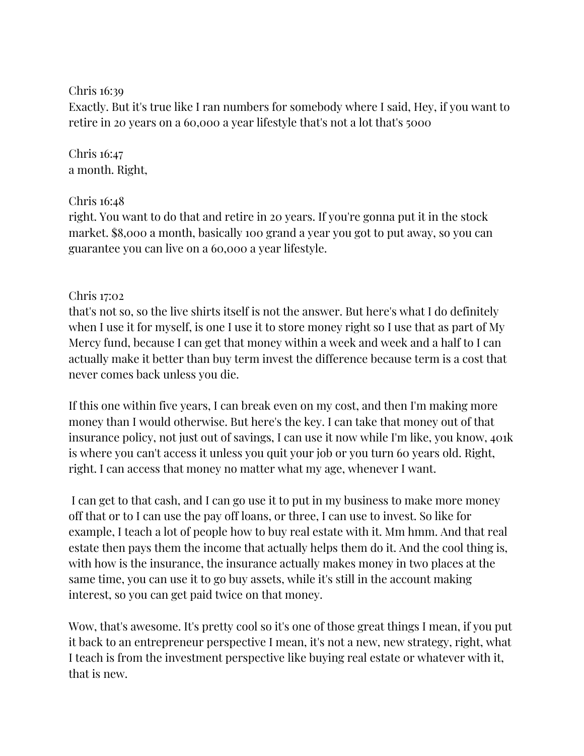Chris 16:39
Exactly. But it's true like I ran numbers for somebody where I said, Hey, if you want to retire in 20 years on a 60,000 a year lifestyle that's not a lot that's 5000

Chris 16:47
a month. Right,

Chris 16:48
right. You want to do that and retire in 20 years. If you're gonna put it in the stock market. $8,000 a month, basically 100 grand a year you got to put away, so you can guarantee you can live on a 60,000 a year lifestyle.

Chris 17:02
that's not so, so the live shirts itself is not the answer. But here's what I do definitely when I use it for myself, is one I use it to store money right so I use that as part of My Mercy fund, because I can get that money within a week and week and a half to I can actually make it better than buy term invest the difference because term is a cost that never comes back unless you die.

If this one within five years, I can break even on my cost, and then I'm making more money than I would otherwise. But here's the key. I can take that money out of that insurance policy, not just out of savings, I can use it now while I'm like, you know, 401k is where you can't access it unless you quit your job or you turn 60 years old. Right, right. I can access that money no matter what my age, whenever I want.

I can get to that cash, and I can go use it to put in my business to make more money off that or to I can use the pay off loans, or three, I can use to invest. So like for example, I teach a lot of people how to buy real estate with it. Mm hmm. And that real estate then pays them the income that actually helps them do it. And the cool thing is, with how is the insurance, the insurance actually makes money in two places at the same time, you can use it to go buy assets, while it's still in the account making interest, so you can get paid twice on that money.

Wow, that's awesome. It's pretty cool so it's one of those great things I mean, if you put it back to an entrepreneur perspective I mean, it's not a new, new strategy, right, what I teach is from the investment perspective like buying real estate or whatever with it, that is new.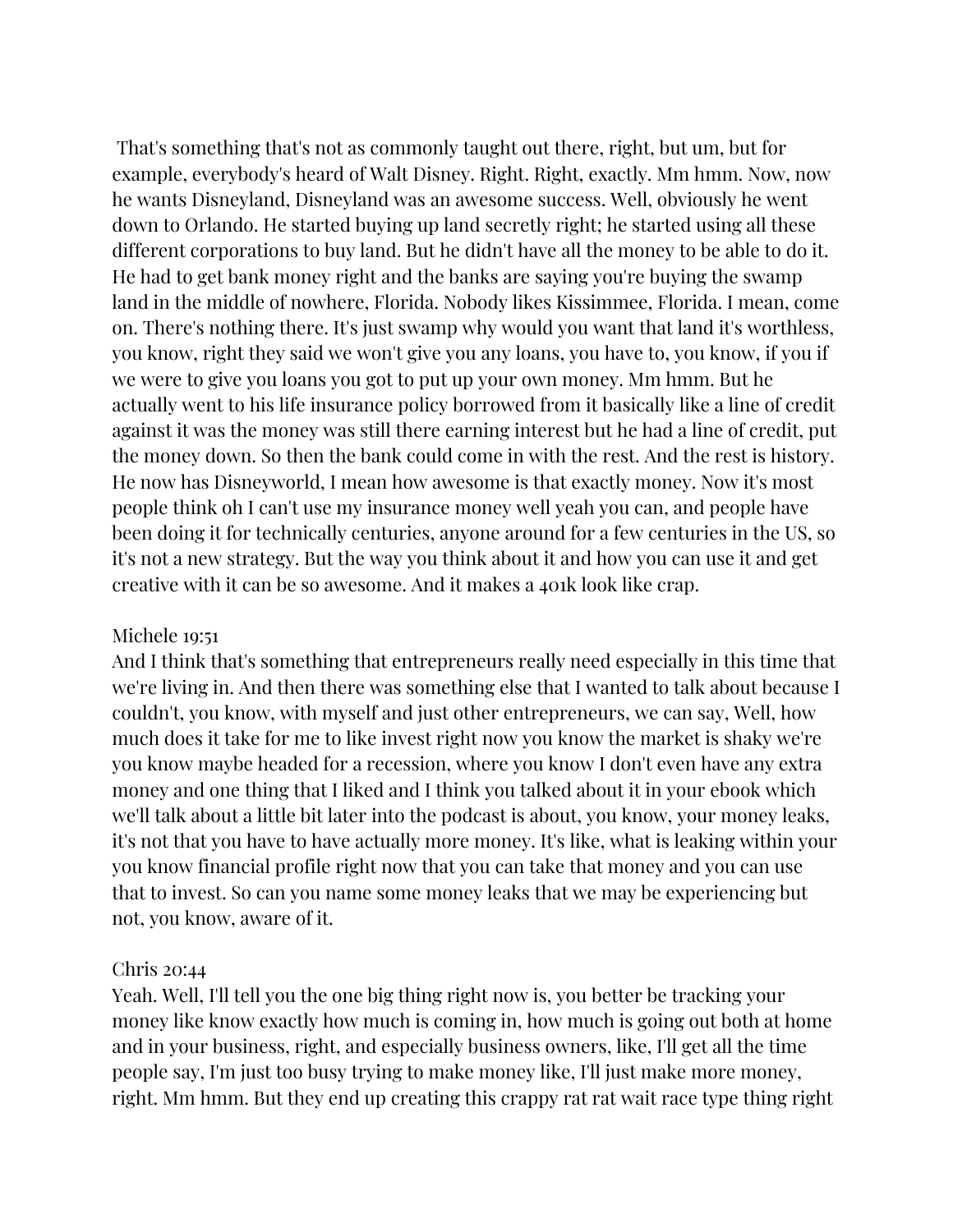That's something that's not as commonly taught out there, right, but um, but for example, everybody's heard of Walt Disney. Right. Right, exactly. Mm hmm. Now, now he wants Disneyland, Disneyland was an awesome success. Well, obviously he went down to Orlando. He started buying up land secretly right; he started using all these different corporations to buy land. But he didn't have all the money to be able to do it. He had to get bank money right and the banks are saying you're buying the swamp land in the middle of nowhere, Florida. Nobody likes Kissimmee, Florida. I mean, come on. There's nothing there. It's just swamp why would you want that land it's worthless, you know, right they said we won't give you any loans, you have to, you know, if you if we were to give you loans you got to put up your own money. Mm hmm. But he actually went to his life insurance policy borrowed from it basically like a line of credit against it was the money was still there earning interest but he had a line of credit, put the money down. So then the bank could come in with the rest. And the rest is history. He now has Disneyworld, I mean how awesome is that exactly money. Now it's most people think oh I can't use my insurance money well yeah you can, and people have been doing it for technically centuries, anyone around for a few centuries in the US, so it's not a new strategy. But the way you think about it and how you can use it and get creative with it can be so awesome. And it makes a 401k look like crap.

Michele 19:51
And I think that's something that entrepreneurs really need especially in this time that we're living in. And then there was something else that I wanted to talk about because I couldn't, you know, with myself and just other entrepreneurs, we can say, Well, how much does it take for me to like invest right now you know the market is shaky we're you know maybe headed for a recession, where you know I don't even have any extra money and one thing that I liked and I think you talked about it in your ebook which we'll talk about a little bit later into the podcast is about, you know, your money leaks, it's not that you have to have actually more money. It's like, what is leaking within your you know financial profile right now that you can take that money and you can use that to invest. So can you name some money leaks that we may be experiencing but not, you know, aware of it.

Chris 20:44
Yeah. Well, I'll tell you the one big thing right now is, you better be tracking your money like know exactly how much is coming in, how much is going out both at home and in your business, right, and especially business owners, like, I'll get all the time people say, I'm just too busy trying to make money like, I'll just make more money, right. Mm hmm. But they end up creating this crappy rat rat wait race type thing right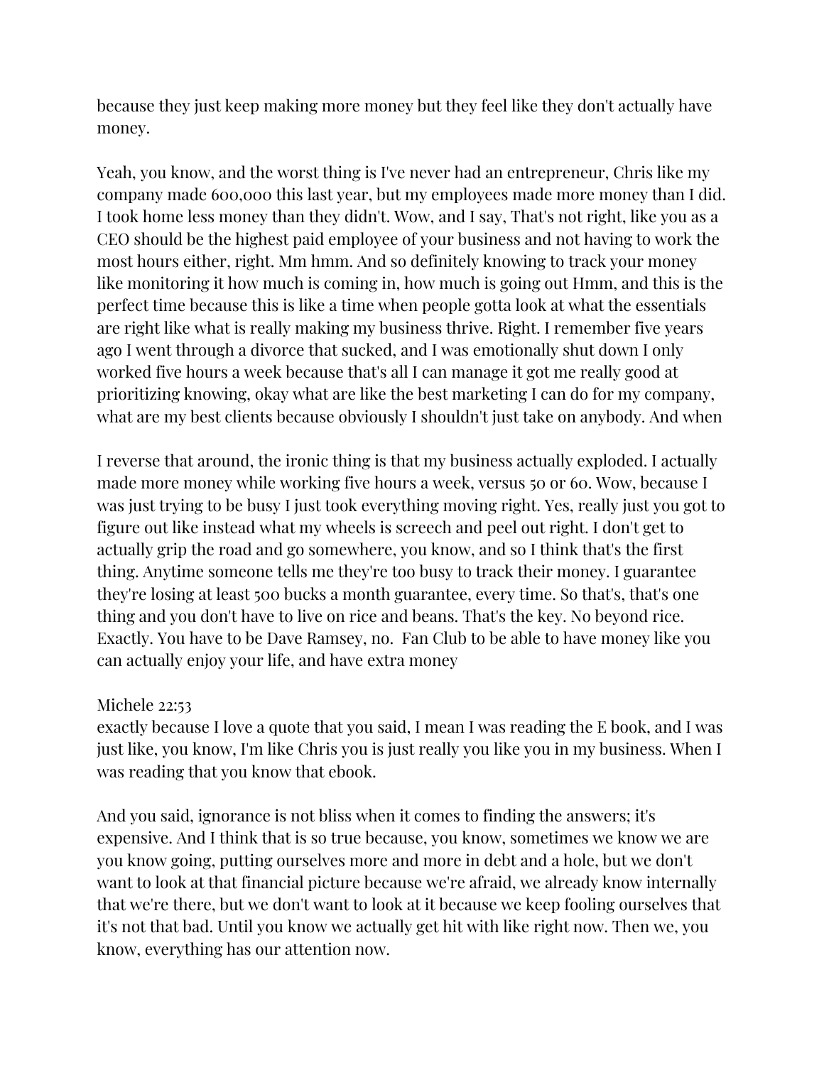because they just keep making more money but they feel like they don't actually have money.

Yeah, you know, and the worst thing is I've never had an entrepreneur, Chris like my company made 600,000 this last year, but my employees made more money than I did. I took home less money than they didn't. Wow, and I say, That's not right, like you as a CEO should be the highest paid employee of your business and not having to work the most hours either, right. Mm hmm. And so definitely knowing to track your money like monitoring it how much is coming in, how much is going out Hmm, and this is the perfect time because this is like a time when people gotta look at what the essentials are right like what is really making my business thrive. Right. I remember five years ago I went through a divorce that sucked, and I was emotionally shut down I only worked five hours a week because that's all I can manage it got me really good at prioritizing knowing, okay what are like the best marketing I can do for my company, what are my best clients because obviously I shouldn't just take on anybody. And when

I reverse that around, the ironic thing is that my business actually exploded. I actually made more money while working five hours a week, versus 50 or 60. Wow, because I was just trying to be busy I just took everything moving right. Yes, really just you got to figure out like instead what my wheels is screech and peel out right. I don't get to actually grip the road and go somewhere, you know, and so I think that's the first thing. Anytime someone tells me they're too busy to track their money. I guarantee they're losing at least 500 bucks a month guarantee, every time. So that's, that's one thing and you don't have to live on rice and beans. That's the key. No beyond rice. Exactly. You have to be Dave Ramsey, no.  Fan Club to be able to have money like you can actually enjoy your life, and have extra money

Michele 22:53
exactly because I love a quote that you said, I mean I was reading the E book, and I was just like, you know, I'm like Chris you is just really you like you in my business. When I was reading that you know that ebook.

And you said, ignorance is not bliss when it comes to finding the answers; it's expensive. And I think that is so true because, you know, sometimes we know we are you know going, putting ourselves more and more in debt and a hole, but we don't want to look at that financial picture because we're afraid, we already know internally that we're there, but we don't want to look at it because we keep fooling ourselves that it's not that bad. Until you know we actually get hit with like right now. Then we, you know, everything has our attention now.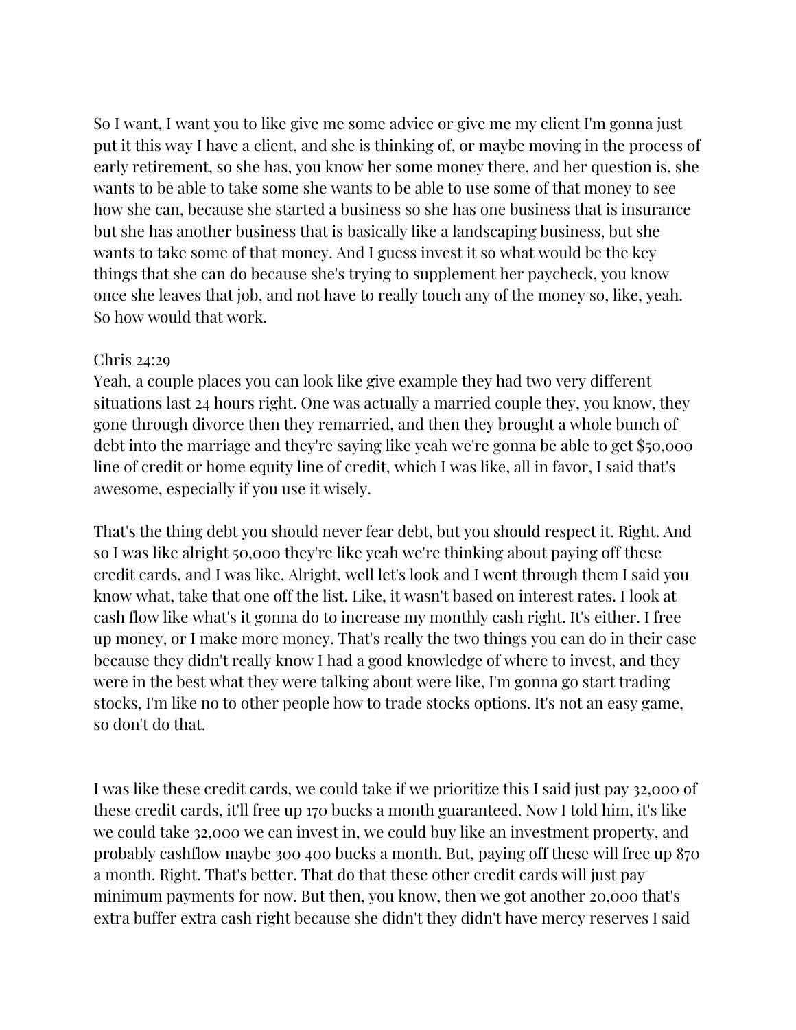So I want, I want you to like give me some advice or give me my client I'm gonna just put it this way I have a client, and she is thinking of, or maybe moving in the process of early retirement, so she has, you know her some money there, and her question is, she wants to be able to take some she wants to be able to use some of that money to see how she can, because she started a business so she has one business that is insurance but she has another business that is basically like a landscaping business, but she wants to take some of that money. And I guess invest it so what would be the key things that she can do because she's trying to supplement her paycheck, you know once she leaves that job, and not have to really touch any of the money so, like, yeah. So how would that work.

Chris 24:29
Yeah, a couple places you can look like give example they had two very different situations last 24 hours right. One was actually a married couple they, you know, they gone through divorce then they remarried, and then they brought a whole bunch of debt into the marriage and they're saying like yeah we're gonna be able to get $50,000 line of credit or home equity line of credit, which I was like, all in favor, I said that's awesome, especially if you use it wisely.

That's the thing debt you should never fear debt, but you should respect it. Right. And so I was like alright 50,000 they're like yeah we're thinking about paying off these credit cards, and I was like, Alright, well let's look and I went through them I said you know what, take that one off the list. Like, it wasn't based on interest rates. I look at cash flow like what's it gonna do to increase my monthly cash right. It's either. I free up money, or I make more money. That's really the two things you can do in their case because they didn't really know I had a good knowledge of where to invest, and they were in the best what they were talking about were like, I'm gonna go start trading stocks, I'm like no to other people how to trade stocks options. It's not an easy game, so don't do that.

I was like these credit cards, we could take if we prioritize this I said just pay 32,000 of these credit cards, it'll free up 170 bucks a month guaranteed. Now I told him, it's like we could take 32,000 we can invest in, we could buy like an investment property, and probably cashflow maybe 300 400 bucks a month. But, paying off these will free up 870 a month. Right. That's better. That do that these other credit cards will just pay minimum payments for now. But then, you know, then we got another 20,000 that's extra buffer extra cash right because she didn't they didn't have mercy reserves I said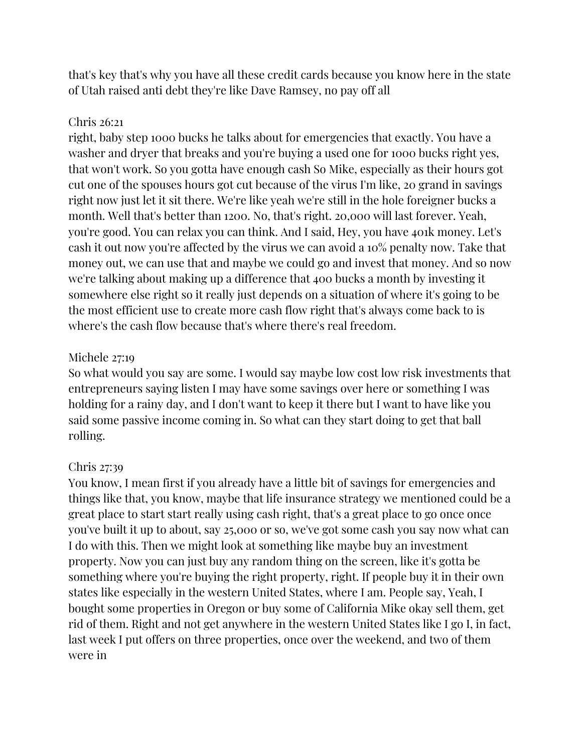that's key that's why you have all these credit cards because you know here in the state of Utah raised anti debt they're like Dave Ramsey, no pay off all

Chris 26:21
right, baby step 1000 bucks he talks about for emergencies that exactly. You have a washer and dryer that breaks and you're buying a used one for 1000 bucks right yes, that won't work. So you gotta have enough cash So Mike, especially as their hours got cut one of the spouses hours got cut because of the virus I'm like, 20 grand in savings right now just let it sit there. We're like yeah we're still in the hole foreigner bucks a month. Well that's better than 1200. No, that's right. 20,000 will last forever. Yeah, you're good. You can relax you can think. And I said, Hey, you have 401k money. Let's cash it out now you're affected by the virus we can avoid a 10% penalty now. Take that money out, we can use that and maybe we could go and invest that money. And so now we're talking about making up a difference that 400 bucks a month by investing it somewhere else right so it really just depends on a situation of where it's going to be the most efficient use to create more cash flow right that's always come back to is where's the cash flow because that's where there's real freedom.

Michele 27:19
So what would you say are some. I would say maybe low cost low risk investments that entrepreneurs saying listen I may have some savings over here or something I was holding for a rainy day, and I don't want to keep it there but I want to have like you said some passive income coming in. So what can they start doing to get that ball rolling.

Chris 27:39
You know, I mean first if you already have a little bit of savings for emergencies and things like that, you know, maybe that life insurance strategy we mentioned could be a great place to start start really using cash right, that's a great place to go once once you've built it up to about, say 25,000 or so, we've got some cash you say now what can I do with this. Then we might look at something like maybe buy an investment property. Now you can just buy any random thing on the screen, like it's gotta be something where you're buying the right property, right. If people buy it in their own states like especially in the western United States, where I am. People say, Yeah, I bought some properties in Oregon or buy some of California Mike okay sell them, get rid of them. Right and not get anywhere in the western United States like I go I, in fact, last week I put offers on three properties, once over the weekend, and two of them were in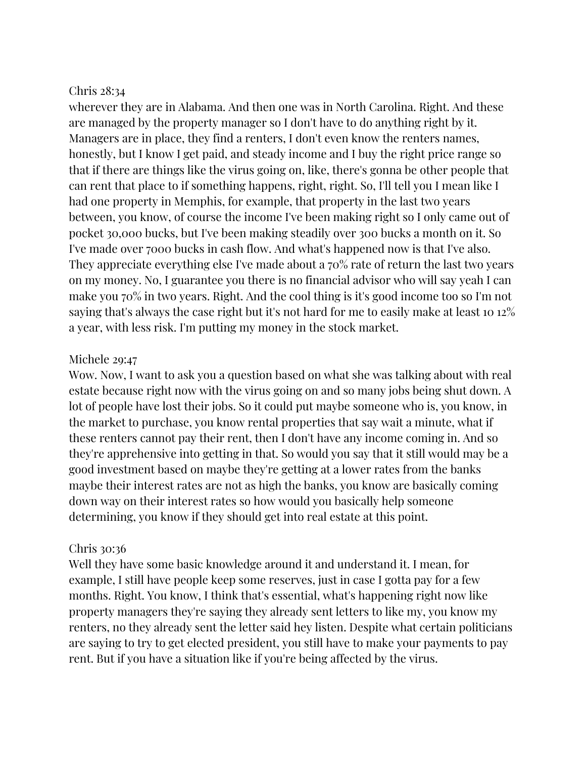Chris 28:34

wherever they are in Alabama. And then one was in North Carolina. Right. And these are managed by the property manager so I don't have to do anything right by it. Managers are in place, they find a renters, I don't even know the renters names, honestly, but I know I get paid, and steady income and I buy the right price range so that if there are things like the virus going on, like, there's gonna be other people that can rent that place to if something happens, right, right. So, I'll tell you I mean like I had one property in Memphis, for example, that property in the last two years between, you know, of course the income I've been making right so I only came out of pocket 30,000 bucks, but I've been making steadily over 300 bucks a month on it. So I've made over 7000 bucks in cash flow. And what's happened now is that I've also. They appreciate everything else I've made about a 70% rate of return the last two years on my money. No, I guarantee you there is no financial advisor who will say yeah I can make you 70% in two years. Right. And the cool thing is it's good income too so I'm not saying that's always the case right but it's not hard for me to easily make at least 10 12% a year, with less risk. I'm putting my money in the stock market.

Michele 29:47

Wow. Now, I want to ask you a question based on what she was talking about with real estate because right now with the virus going on and so many jobs being shut down. A lot of people have lost their jobs. So it could put maybe someone who is, you know, in the market to purchase, you know rental properties that say wait a minute, what if these renters cannot pay their rent, then I don't have any income coming in. And so they're apprehensive into getting in that. So would you say that it still would may be a good investment based on maybe they're getting at a lower rates from the banks maybe their interest rates are not as high the banks, you know are basically coming down way on their interest rates so how would you basically help someone determining, you know if they should get into real estate at this point.

Chris 30:36

Well they have some basic knowledge around it and understand it. I mean, for example, I still have people keep some reserves, just in case I gotta pay for a few months. Right. You know, I think that's essential, what's happening right now like property managers they're saying they already sent letters to like my, you know my renters, no they already sent the letter said hey listen. Despite what certain politicians are saying to try to get elected president, you still have to make your payments to pay rent. But if you have a situation like if you're being affected by the virus.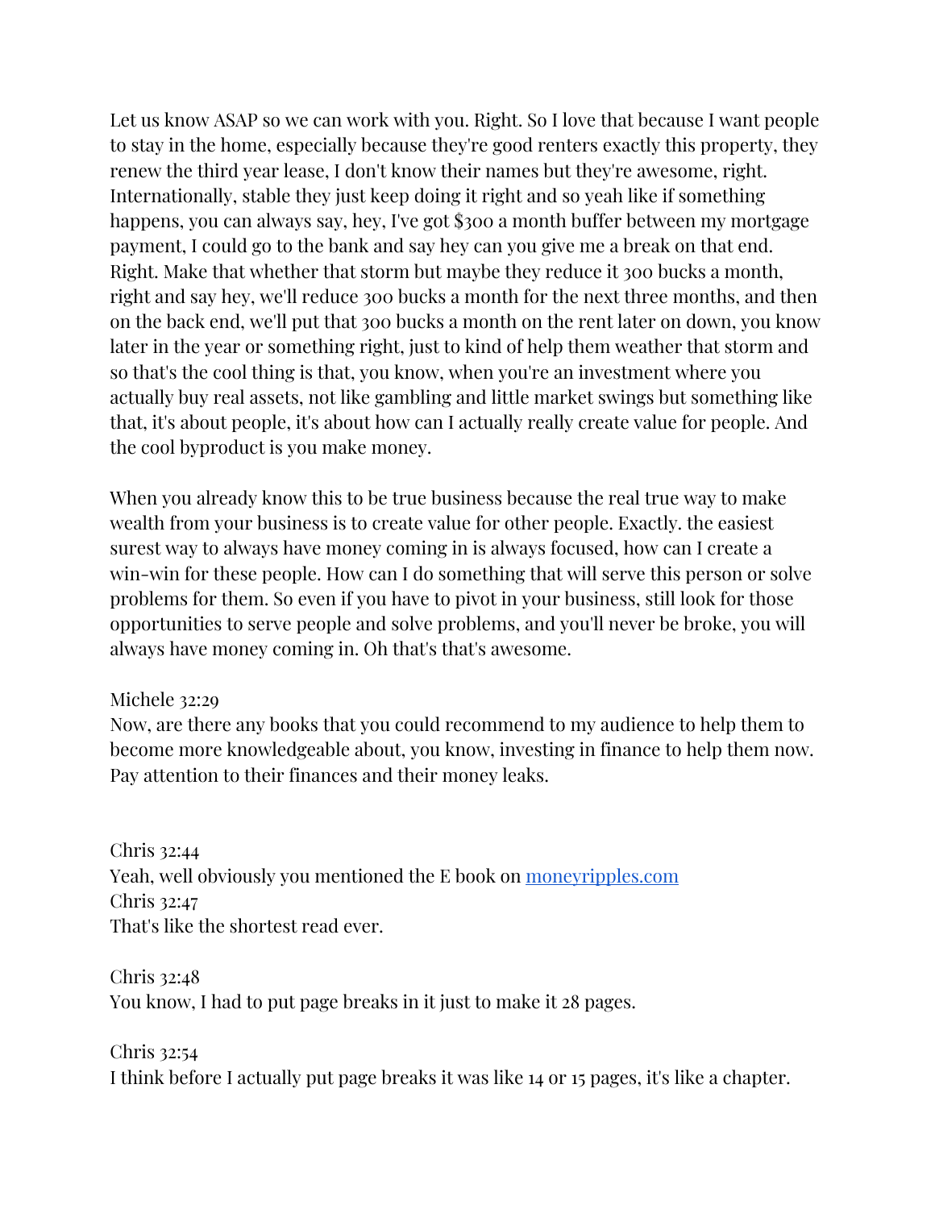Let us know ASAP so we can work with you. Right. So I love that because I want people to stay in the home, especially because they're good renters exactly this property, they renew the third year lease, I don't know their names but they're awesome, right. Internationally, stable they just keep doing it right and so yeah like if something happens, you can always say, hey, I've got $300 a month buffer between my mortgage payment, I could go to the bank and say hey can you give me a break on that end. Right. Make that whether that storm but maybe they reduce it 300 bucks a month, right and say hey, we'll reduce 300 bucks a month for the next three months, and then on the back end, we'll put that 300 bucks a month on the rent later on down, you know later in the year or something right, just to kind of help them weather that storm and so that's the cool thing is that, you know, when you're an investment where you actually buy real assets, not like gambling and little market swings but something like that, it's about people, it's about how can I actually really create value for people. And the cool byproduct is you make money.

When you already know this to be true business because the real true way to make wealth from your business is to create value for other people. Exactly. the easiest surest way to always have money coming in is always focused, how can I create a win-win for these people. How can I do something that will serve this person or solve problems for them. So even if you have to pivot in your business, still look for those opportunities to serve people and solve problems, and you'll never be broke, you will always have money coming in. Oh that's that's awesome.

Michele 32:29
Now, are there any books that you could recommend to my audience to help them to become more knowledgeable about, you know, investing in finance to help them now. Pay attention to their finances and their money leaks.

Chris 32:44
Yeah, well obviously you mentioned the E book on [moneyripples.com](http://moneyripples.com)
Chris 32:47
That's like the shortest read ever.

Chris 32:48
You know, I had to put page breaks in it just to make it 28 pages.

Chris 32:54
I think before I actually put page breaks it was like 14 or 15 pages, it's like a chapter.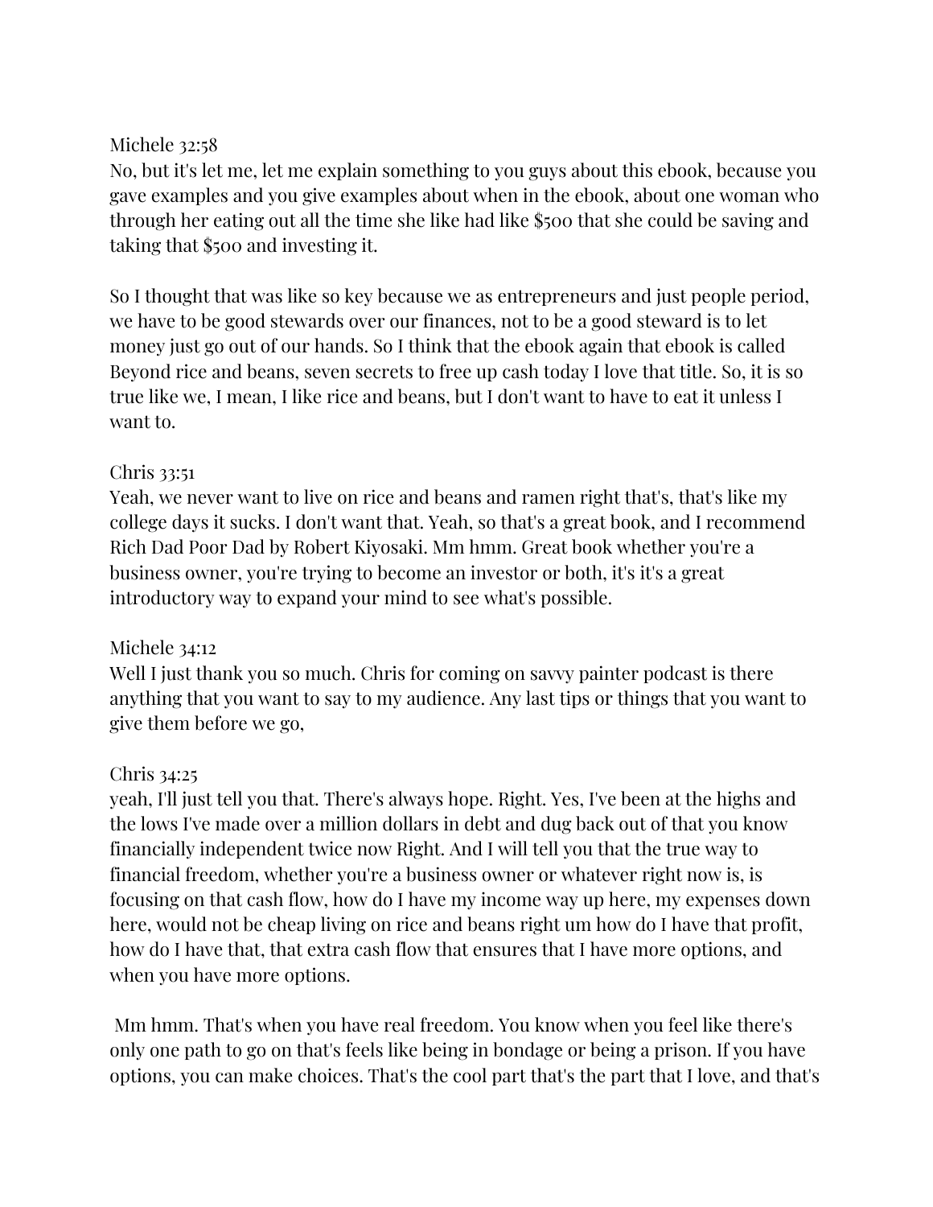Michele 32:58
No, but it's let me, let me explain something to you guys about this ebook, because you gave examples and you give examples about when in the ebook, about one woman who through her eating out all the time she like had like $500 that she could be saving and taking that $500 and investing it.

So I thought that was like so key because we as entrepreneurs and just people period, we have to be good stewards over our finances, not to be a good steward is to let money just go out of our hands. So I think that the ebook again that ebook is called Beyond rice and beans, seven secrets to free up cash today I love that title. So, it is so true like we, I mean, I like rice and beans, but I don't want to have to eat it unless I want to.

Chris 33:51
Yeah, we never want to live on rice and beans and ramen right that's, that's like my college days it sucks. I don't want that. Yeah, so that's a great book, and I recommend Rich Dad Poor Dad by Robert Kiyosaki. Mm hmm. Great book whether you're a business owner, you're trying to become an investor or both, it's it's a great introductory way to expand your mind to see what's possible.

Michele 34:12
Well I just thank you so much. Chris for coming on savvy painter podcast is there anything that you want to say to my audience. Any last tips or things that you want to give them before we go,

Chris 34:25
yeah, I'll just tell you that. There's always hope. Right. Yes, I've been at the highs and the lows I've made over a million dollars in debt and dug back out of that you know financially independent twice now Right. And I will tell you that the true way to financial freedom, whether you're a business owner or whatever right now is, is focusing on that cash flow, how do I have my income way up here, my expenses down here, would not be cheap living on rice and beans right um how do I have that profit, how do I have that, that extra cash flow that ensures that I have more options, and when you have more options.

Mm hmm. That's when you have real freedom. You know when you feel like there's only one path to go on that's feels like being in bondage or being a prison. If you have options, you can make choices. That's the cool part that's the part that I love, and that's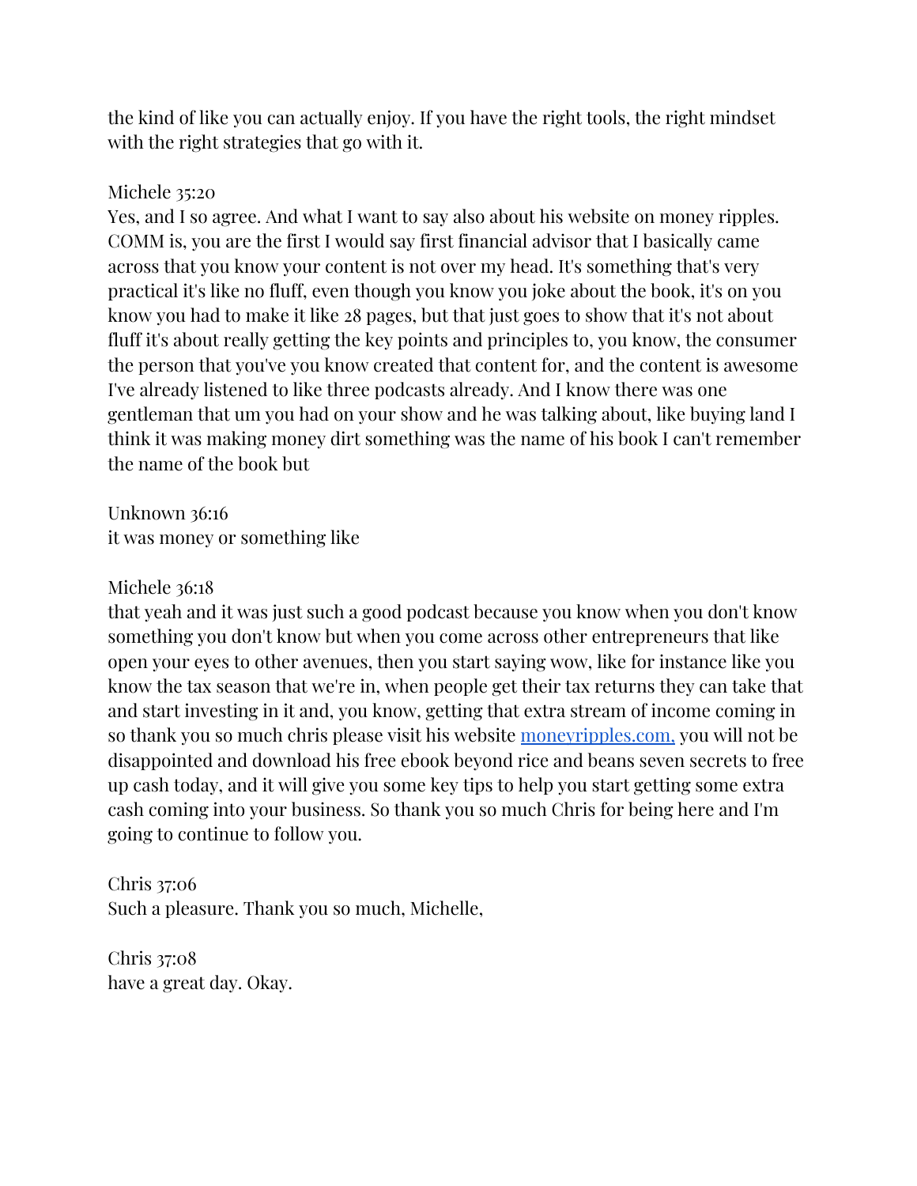the kind of like you can actually enjoy. If you have the right tools, the right mindset with the right strategies that go with it.

Michele 35:20
Yes, and I so agree. And what I want to say also about his website on money ripples. COMM is, you are the first I would say first financial advisor that I basically came across that you know your content is not over my head. It's something that's very practical it's like no fluff, even though you know you joke about the book, it's on you know you had to make it like 28 pages, but that just goes to show that it's not about fluff it's about really getting the key points and principles to, you know, the consumer the person that you've you know created that content for, and the content is awesome I've already listened to like three podcasts already. And I know there was one gentleman that um you had on your show and he was talking about, like buying land I think it was making money dirt something was the name of his book I can't remember the name of the book but

Unknown 36:16
it was money or something like

Michele 36:18
that yeah and it was just such a good podcast because you know when you don't know something you don't know but when you come across other entrepreneurs that like open your eyes to other avenues, then you start saying wow, like for instance like you know the tax season that we're in, when people get their tax returns they can take that and start investing in it and, you know, getting that extra stream of income coming in so thank you so much chris please visit his website [moneyripples.com,](http://moneyripples.com) you will not be disappointed and download his free ebook beyond rice and beans seven secrets to free up cash today, and it will give you some key tips to help you start getting some extra cash coming into your business. So thank you so much Chris for being here and I'm going to continue to follow you.

Chris 37:06
Such a pleasure. Thank you so much, Michelle,

Chris 37:08
have a great day. Okay.